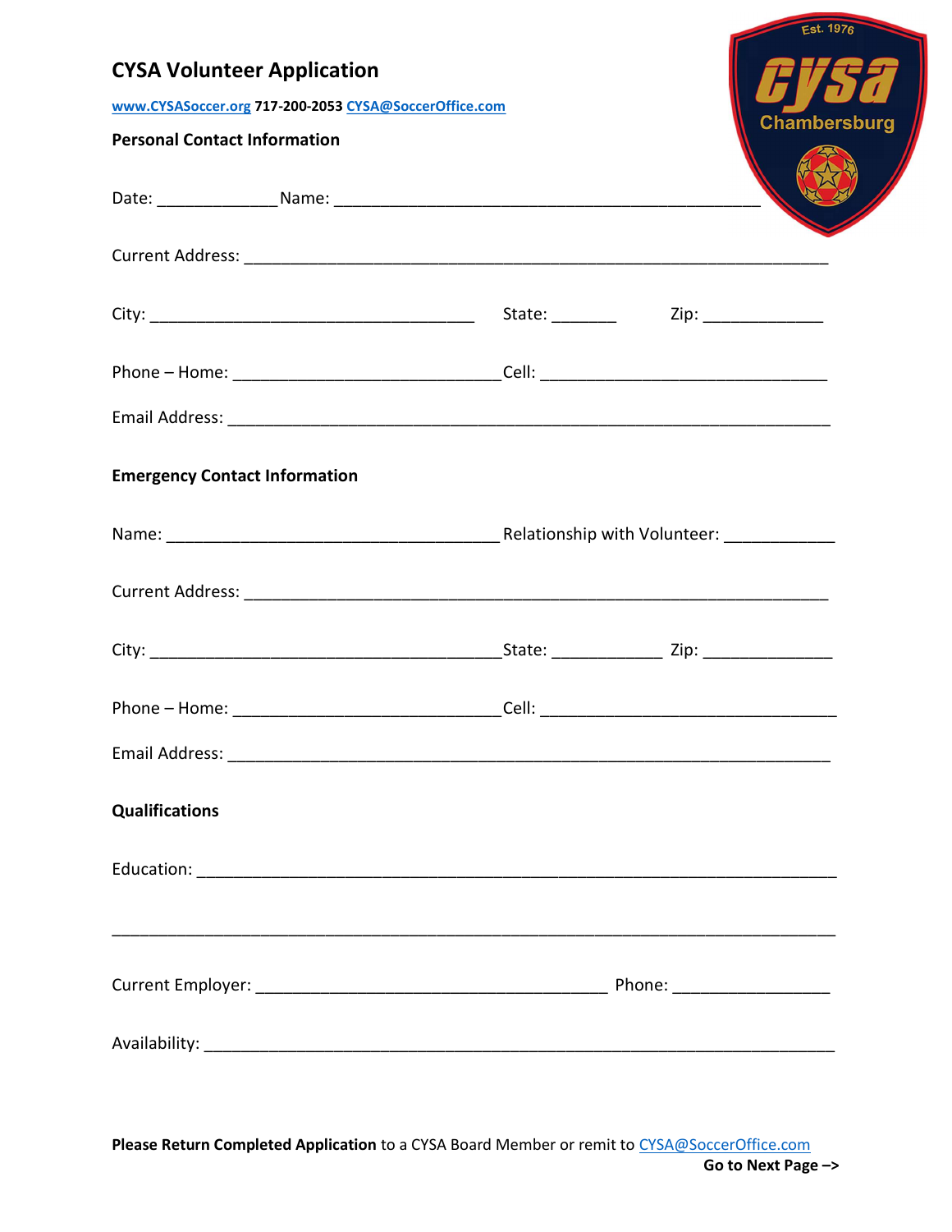# CYSA Volunteer Application

www.CYSASoccer.org 717-200-2053 CYSA@SoccerOffice.com

## Personal Contact Information

Date: _____________ Name: _______________________________________________

Current Address: _________________________________________________________________

City: ____________________________________ State: _______ Zip: _____________

Phone – Home: ______________________________ Cell: ________________________________

Email Address: ___________________________________________________________________

## Emergency Contact Information

Name: _____________________________________ Relationship with Volunteer: ___________

Current Address: _________________________________________________________________

City: _______________________________________ State: ____________ Zip: ______________

Phone – Home: ______________________________ Cell: _________________________________

Email Address: ___________________________________________________________________

## Qualifications

Education: _______________________________________________________________________

_________________________________________________________________________________

Current Employer: _______________________________________ Phone: _________________

Availability: _____________________________________________________________________

**Please Return Completed Application** to a CYSA Board Member or remit to CYSA@SoccerOffice.com

**Go to Next Page –>**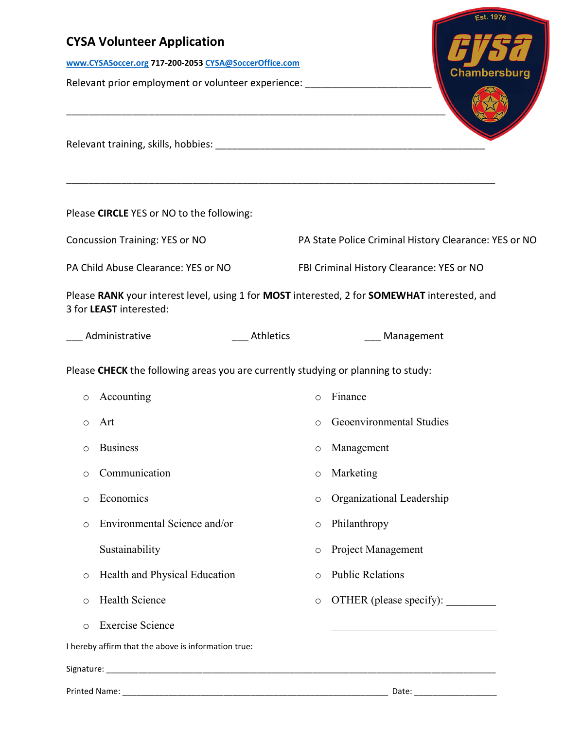## CYSA Volunteer Application

www.CYSASoccer.org **717-200-2053** CYSA@SoccerOffice.com

Relevant prior employment or volunteer experience: ________________________

________________________________________________________________________

Relevant training, skills, hobbies: ________________________________________________

________________________________________________________________________

Please **CIRCLE** YES or NO to the following:

Concussion Training: YES or NO

PA State Police Criminal History Clearance: YES or NO

PA Child Abuse Clearance: YES or NO

FBI Criminal History Clearance: YES or NO

Please **RANK** your interest level, using 1 for **MOST** interested, 2 for **SOMEWHAT** interested, and 3 for **LEAST** interested:

___ Administrative ___ Athletics ___ Management

Please **CHECK** the following areas you are currently studying or planning to study:

- Accounting
- Art
- Business
- Communication
- Economics
- Environmental Science and/or Sustainability
- Health and Physical Education
- Health Science
- Exercise Science
- Finance
- Geoenvironmental Studies
- Management
- Marketing
- Organizational Leadership
- Philanthropy
- Project Management
- Public Relations
- OTHER (please specify): __________ ______________________________

I hereby affirm that the above is information true:

Signature: ________________________________________________________________________

Printed Name: ____________________________________________ Date: ________________